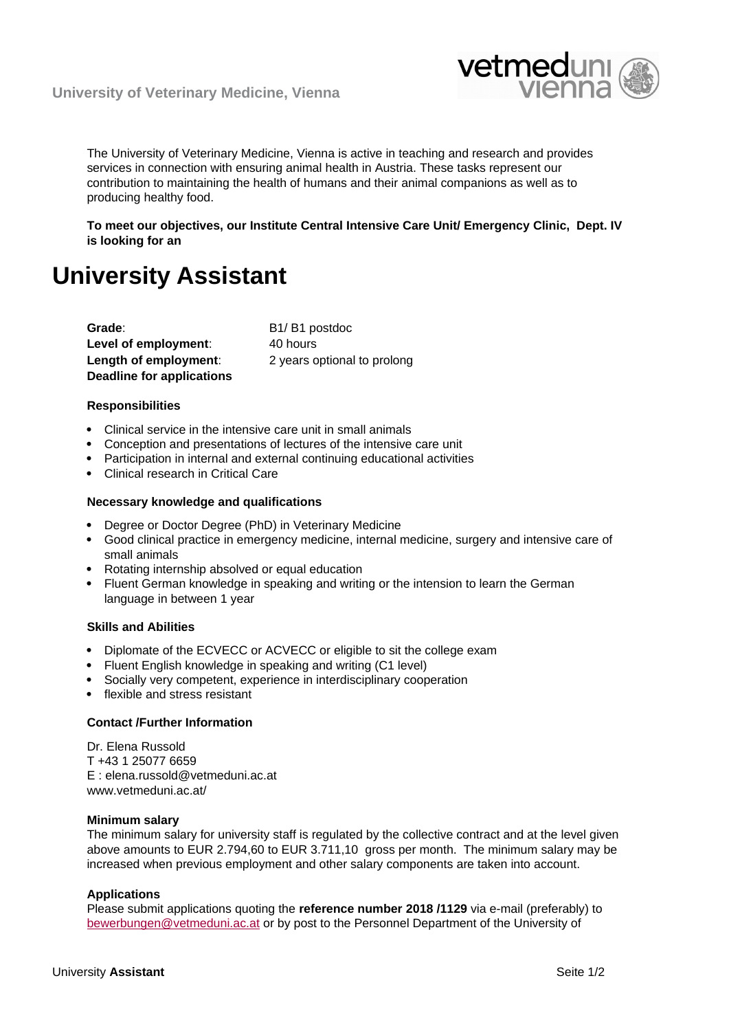University of Veterinary Medicine, Vienna

The University of Veterinary Medicine, Vienna is active in teaching and research and provides services in connection with ensuring animal health in Austria. These tasks represent our contribution to maintaining the health of humans and their animal companions as well as to producing healthy food.

**To meet our objectives, our Institute Central Intensive Care Unit/ Emergency Clinic, Dept. IV is looking for an**

# University Assistant

| | |
|---|---|
| **Grade**: | B1/ B1 postdoc |
| **Level of employment**: | 40 hours |
| **Length of employment**: | 2 years optional to prolong |
| **Deadline for applications** | |

### Responsibilities

- Clinical service in the intensive care unit in small animals
- Conception and presentations of lectures of the intensive care unit
- Participation in internal and external continuing educational activities
- Clinical research in Critical Care

### Necessary knowledge and qualifications

- Degree or Doctor Degree (PhD) in Veterinary Medicine
- Good clinical practice in emergency medicine, internal medicine, surgery and intensive care of small animals
- Rotating internship absolved or equal education
- Fluent German knowledge in speaking and writing or the intension to learn the German language in between 1 year

### Skills and Abilities

- Diplomate of the ECVECC or ACVECC or eligible to sit the college exam
- Fluent English knowledge in speaking and writing (C1 level)
- Socially very competent, experience in interdisciplinary cooperation
- flexible and stress resistant

### Contact /Further Information

Dr. Elena Russold
T +43 1 25077 6659
E : elena.russold@vetmeduni.ac.at
www.vetmeduni.ac.at/

### Minimum salary

The minimum salary for university staff is regulated by the collective contract and at the level given above amounts to EUR 2.794,60 to EUR 3.711,10 gross per month. The minimum salary may be increased when previous employment and other salary components are taken into account.

### Applications

Please submit applications quoting the **reference number 2018 /1129** via e-mail (preferably) to bewerbungen@vetmeduni.ac.at or by post to the Personnel Department of the University of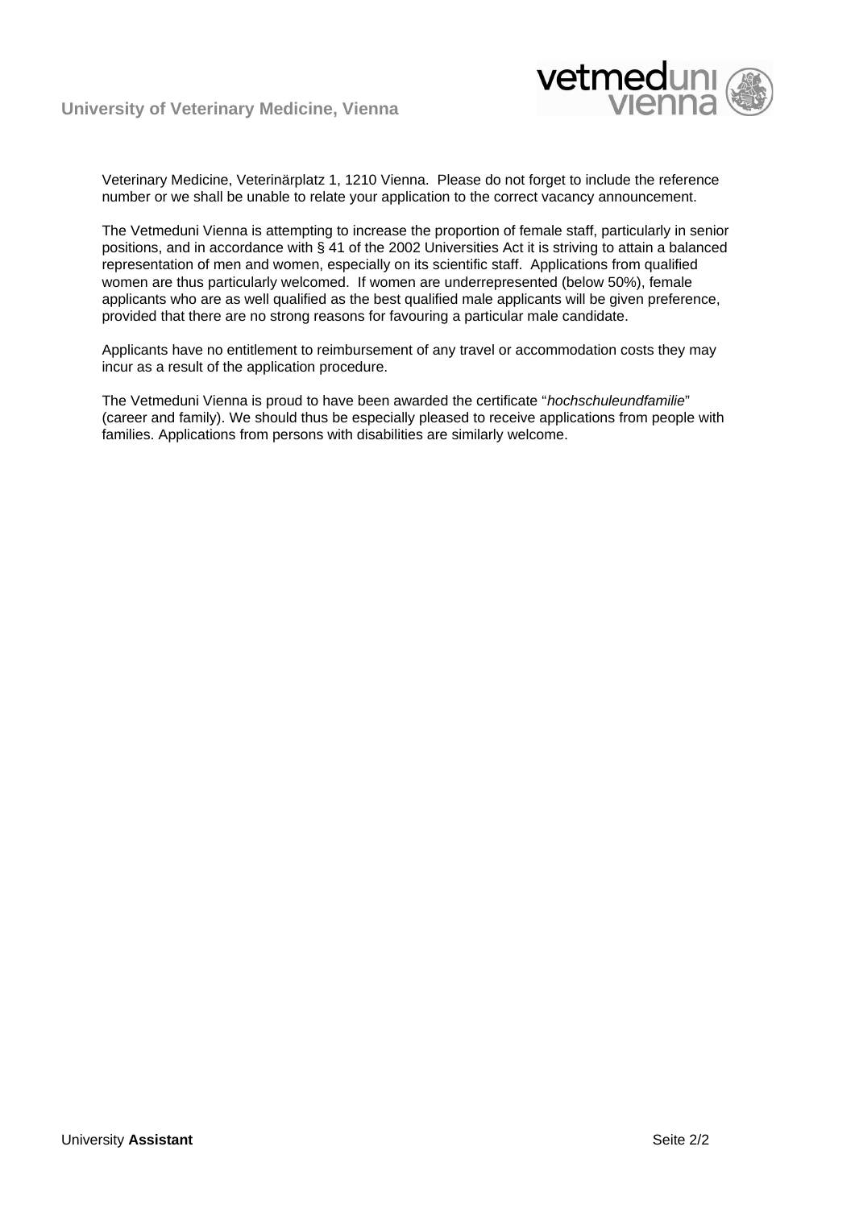Veterinary Medicine, Veterinärplatz 1, 1210 Vienna. Please do not forget to include the reference number or we shall be unable to relate your application to the correct vacancy announcement.

The Vetmeduni Vienna is attempting to increase the proportion of female staff, particularly in senior positions, and in accordance with § 41 of the 2002 Universities Act it is striving to attain a balanced representation of men and women, especially on its scientific staff. Applications from qualified women are thus particularly welcomed. If women are underrepresented (below 50%), female applicants who are as well qualified as the best qualified male applicants will be given preference, provided that there are no strong reasons for favouring a particular male candidate.

Applicants have no entitlement to reimbursement of any travel or accommodation costs they may incur as a result of the application procedure.

The Vetmeduni Vienna is proud to have been awarded the certificate "*hochschuleundfamilie*" (career and family). We should thus be especially pleased to receive applications from people with families. Applications from persons with disabilities are similarly welcome.